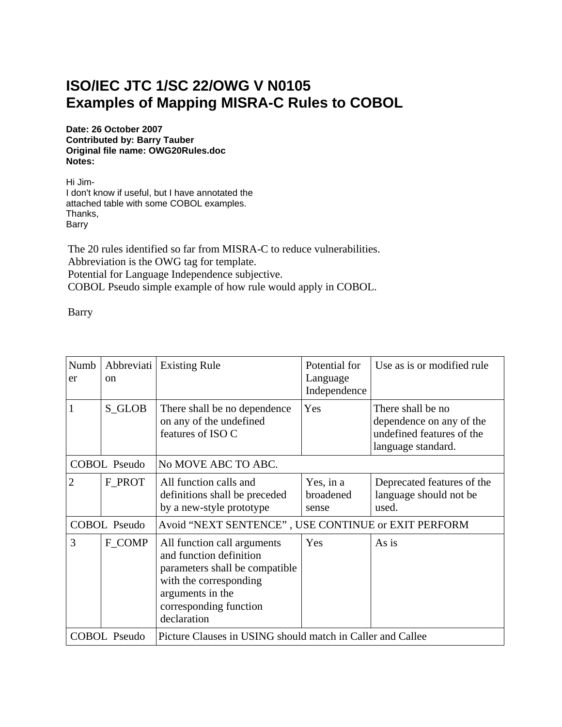# ISO/IEC JTC 1/SC 22/OWG V N0105
# Examples of Mapping MISRA-C Rules to COBOL

**Date: 26 October 2007**
**Contributed by: Barry Tauber**
**Original file name: OWG20Rules.doc**
**Notes:**

Hi Jim-
I don't know if useful, but I have annotated the attached table with some COBOL examples.
Thanks,
Barry

The 20 rules identified so far from MISRA-C to reduce vulnerabilities.
Abbreviation is the OWG tag for template.
Potential for Language Independence subjective.
COBOL Pseudo simple example of how rule would apply in COBOL.

Barry

| Number | Abbreviation | Existing Rule | Potential for Language Independence | Use as is or modified rule |
|---|---|---|---|---|
| 1 | S_GLOB | There shall be no dependence on any of the undefined features of ISO C | Yes | There shall be no dependence on any of the undefined features of the language standard. |
| COBOL Pseudo | | No MOVE ABC TO ABC. | | |
| 2 | F_PROT | All function calls and definitions shall be preceded by a new-style prototype | Yes, in a broadened sense | Deprecated features of the language should not be used. |
| COBOL Pseudo | | Avoid "NEXT SENTENCE" , USE CONTINUE or EXIT PERFORM | | |
| 3 | F_COMP | All function call arguments and function definition parameters shall be compatible with the corresponding arguments in the corresponding function declaration | Yes | As is |
| COBOL Pseudo | | Picture Clauses in USING should match in Caller and Callee | | |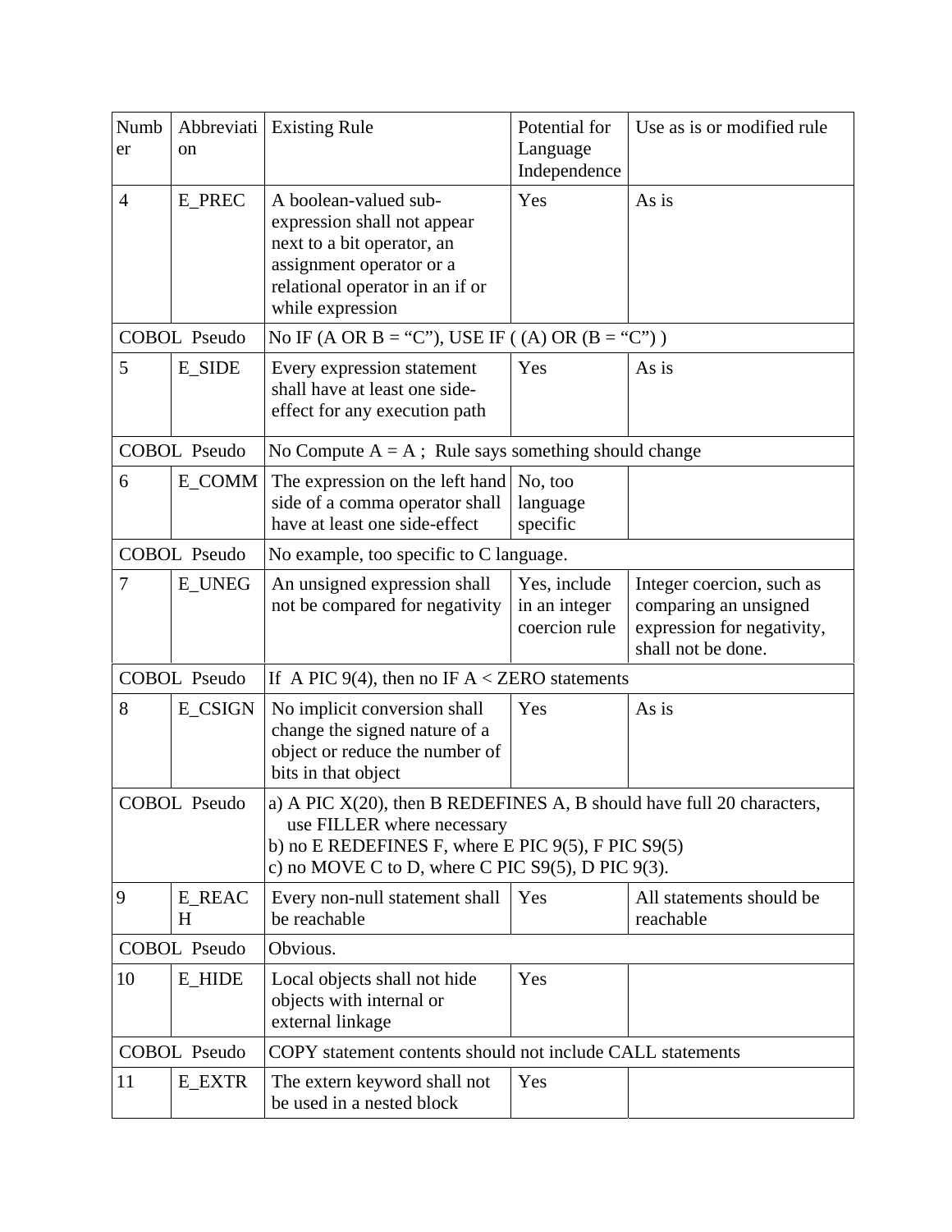| Number | Abbreviation | Existing Rule | Potential for Language Independence | Use as is or modified rule |
|---|---|---|---|---|
| 4 | E_PREC | A boolean-valued sub-expression shall not appear next to a bit operator, an assignment operator or a relational operator in an if or while expression | Yes | As is |
| COBOL Pseudo | | No IF (A OR B = “C”), USE IF ( (A) OR (B = “C”) ) | | |
| 5 | E_SIDE | Every expression statement shall have at least one side-effect for any execution path | Yes | As is |
| COBOL Pseudo | | No Compute A = A ; Rule says something should change | | |
| 6 | E_COMM | The expression on the left hand side of a comma operator shall have at least one side-effect | No, too language specific | |
| COBOL Pseudo | | No example, too specific to C language. | | |
| 7 | E_UNEG | An unsigned expression shall not be compared for negativity | Yes, include in an integer coercion rule | Integer coercion, such as comparing an unsigned expression for negativity, shall not be done. |
| COBOL Pseudo | | If A PIC 9(4), then no IF A < ZERO statements | | |
| 8 | E_CSIGN | No implicit conversion shall change the signed nature of a object or reduce the number of bits in that object | Yes | As is |
| COBOL Pseudo | | a) A PIC X(20), then B REDEFINES A, B should have full 20 characters, use FILLER where necessary<br>b) no E REDEFINES F, where E PIC 9(5), F PIC S9(5)<br>c) no MOVE C to D, where C PIC S9(5), D PIC 9(3). | | |
| 9 | E_REACH | Every non-null statement shall be reachable | Yes | All statements should be reachable |
| COBOL Pseudo | | Obvious. | | |
| 10 | E_HIDE | Local objects shall not hide objects with internal or external linkage | Yes | |
| COBOL Pseudo | | COPY statement contents should not include CALL statements | | |
| 11 | E_EXTR | The extern keyword shall not be used in a nested block | Yes | |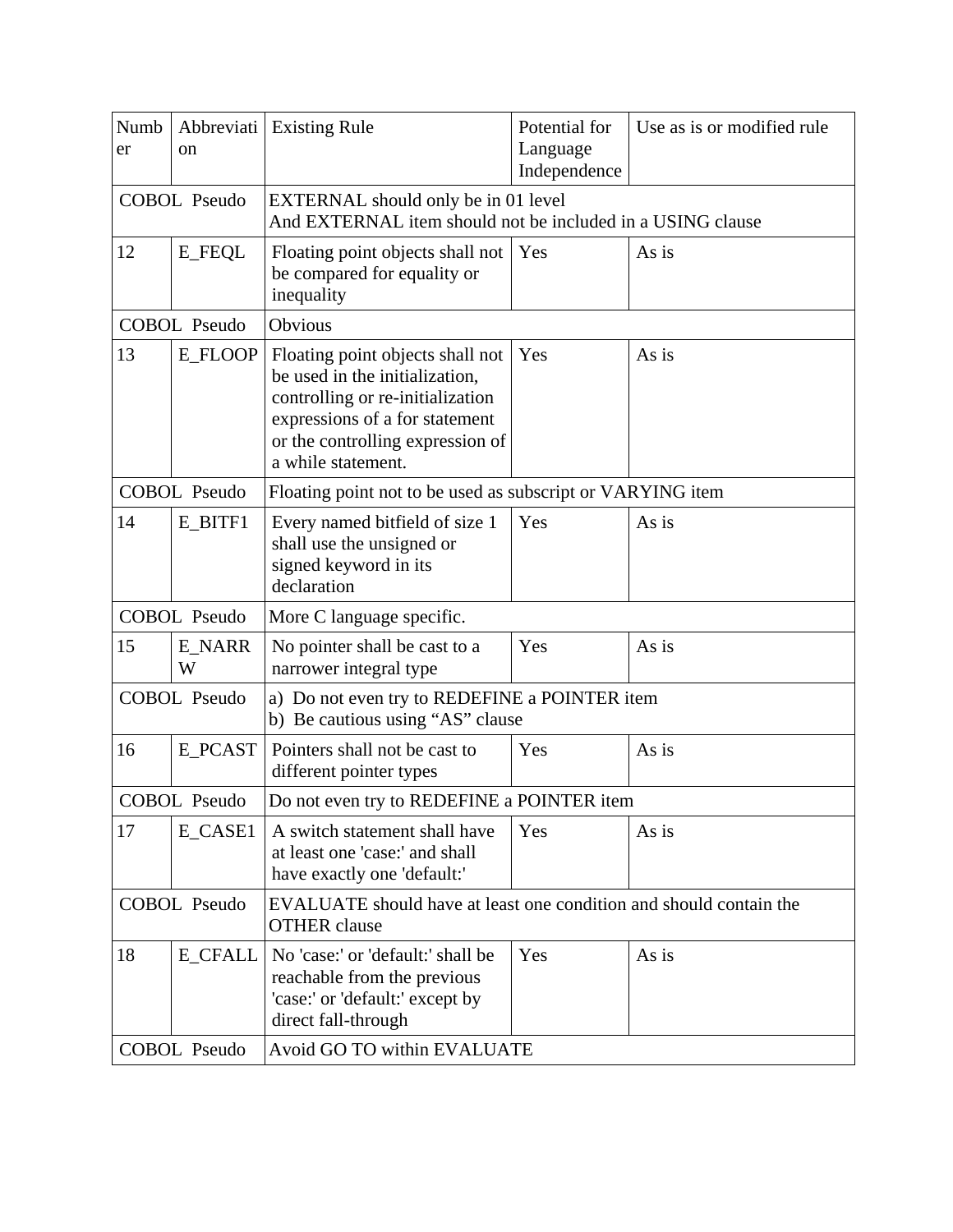| Number | Abbreviation | Existing Rule | Potential for Language Independence | Use as is or modified rule |
|---|---|---|---|---|
| COBOL Pseudo | | EXTERNAL should only be in 01 level<br>And EXTERNAL item should not be included in a USING clause | | |
| 12 | E_FEQL | Floating point objects shall not be compared for equality or inequality | Yes | As is |
| COBOL Pseudo | | Obvious | | |
| 13 | E_FLOOP | Floating point objects shall not be used in the initialization, controlling or re-initialization expressions of a for statement or the controlling expression of a while statement. | Yes | As is |
| COBOL Pseudo | | Floating point not to be used as subscript or VARYING item | | |
| 14 | E_BITF1 | Every named bitfield of size 1 shall use the unsigned or signed keyword in its declaration | Yes | As is |
| COBOL Pseudo | | More C language specific. | | |
| 15 | E_NARRW | No pointer shall be cast to a narrower integral type | Yes | As is |
| COBOL Pseudo | | a) Do not even try to REDEFINE a POINTER item<br>b) Be cautious using "AS" clause | | |
| 16 | E_PCAST | Pointers shall not be cast to different pointer types | Yes | As is |
| COBOL Pseudo | | Do not even try to REDEFINE a POINTER item | | |
| 17 | E_CASE1 | A switch statement shall have at least one 'case:' and shall have exactly one 'default:' | Yes | As is |
| COBOL Pseudo | | EVALUATE should have at least one condition and should contain the OTHER clause | | |
| 18 | E_CFALL | No 'case:' or 'default:' shall be reachable from the previous 'case:' or 'default:' except by direct fall-through | Yes | As is |
| COBOL Pseudo | | Avoid GO TO within EVALUATE | | |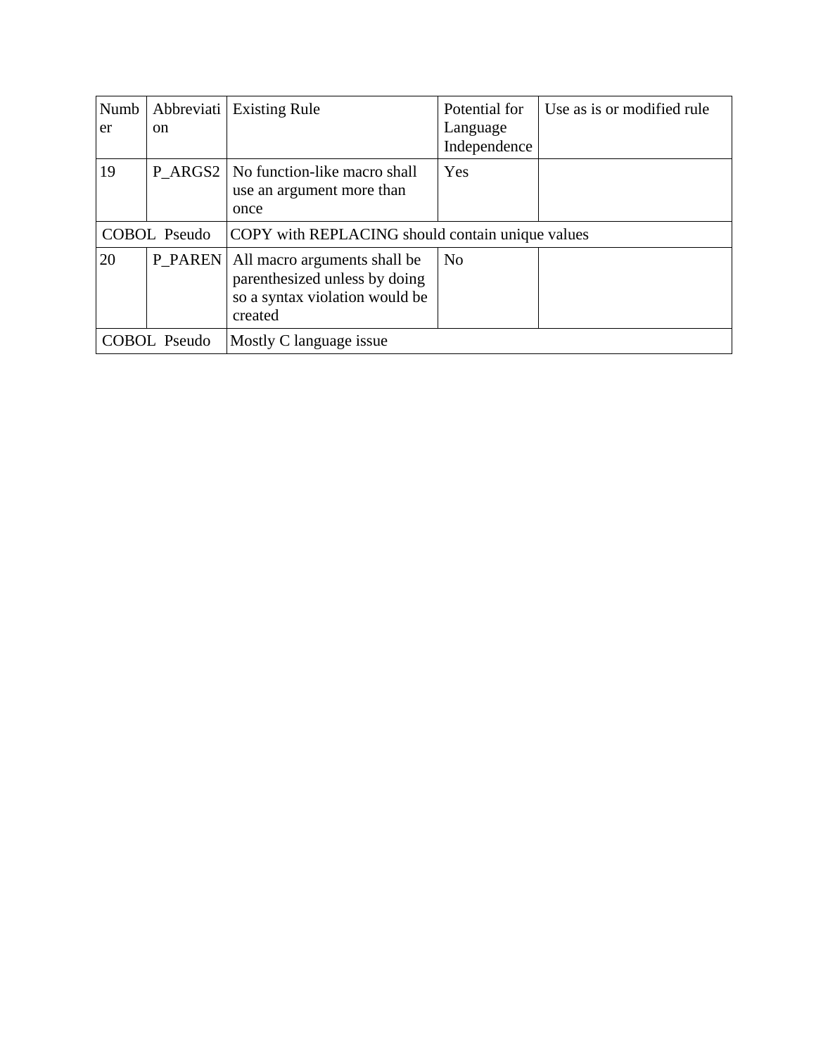| Number | Abbreviation | Existing Rule | Potential for Language Independence | Use as is or modified rule |
|---|---|---|---|---|
| 19 | P_ARGS2 | No function-like macro shall use an argument more than once | Yes | |
| COBOL Pseudo | | COPY with REPLACING should contain unique values | | |
| 20 | P_PAREN | All macro arguments shall be parenthesized unless by doing so a syntax violation would be created | No | |
| COBOL Pseudo | | Mostly C language issue | | |